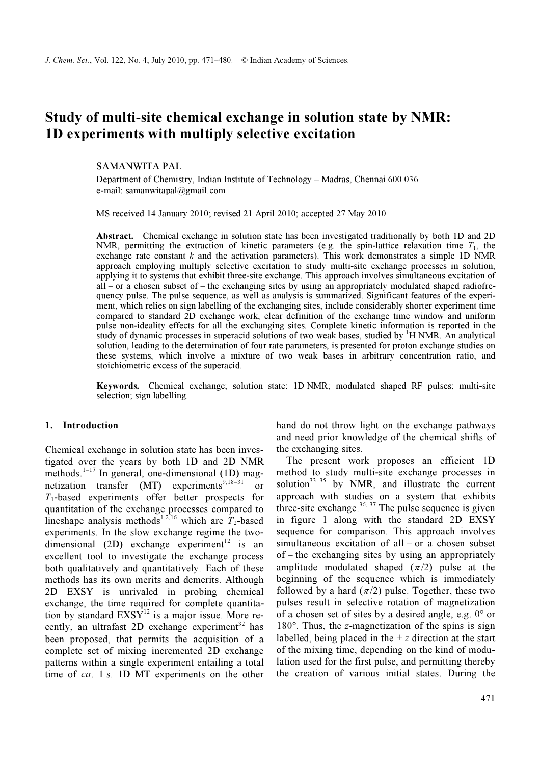# Study of multi-site chemical exchange in solution state by NMR: 1D experiments with multiply selective excitation

SAMANWITA PAL

Department of Chemistry, Indian Institute of Technology – Madras, Chennai 600 036
e-mail: samanwitapal@gmail.com

MS received 14 January 2010; revised 21 April 2010; accepted 27 May 2010

**Abstract.** Chemical exchange in solution state has been investigated traditionally by both 1D and 2D NMR, permitting the extraction of kinetic parameters (e.g. the spin-lattice relaxation time $T_1$, the exchange rate constant $k$ and the activation parameters). This work demonstrates a simple 1D NMR approach employing multiply selective excitation to study multi-site exchange processes in solution, applying it to systems that exhibit three-site exchange. This approach involves simultaneous excitation of all – or a chosen subset of – the exchanging sites by using an appropriately modulated shaped radiofrequency pulse. The pulse sequence, as well as analysis is summarized. Significant features of the experiment, which relies on sign labelling of the exchanging sites, include considerably shorter experiment time compared to standard 2D exchange work, clear definition of the exchange time window and uniform pulse non-ideality effects for all the exchanging sites. Complete kinetic information is reported in the study of dynamic processes in superacid solutions of two weak bases, studied by $^1$H NMR. An analytical solution, leading to the determination of four rate parameters, is presented for proton exchange studies on these systems, which involve a mixture of two weak bases in arbitrary concentration ratio, and stoichiometric excess of the superacid.

**Keywords.** Chemical exchange; solution state; 1D NMR; modulated shaped RF pulses; multi-site selection; sign labelling.

## 1. Introduction

Chemical exchange in solution state has been investigated over the years by both 1D and 2D NMR methods.[1–17] In general, one-dimensional (1D) magnetization transfer (MT) experiments[9,18–31] or $T_1$-based experiments offer better prospects for quantitation of the exchange processes compared to lineshape analysis methods[1,2,16] which are $T_2$-based experiments. In the slow exchange regime the two-dimensional (2D) exchange experiment[12] is an excellent tool to investigate the exchange process both qualitatively and quantitatively. Each of these methods has its own merits and demerits. Although 2D EXSY is unrivaled in probing chemical exchange, the time required for complete quantitation by standard EXSY[12] is a major issue. More recently, an ultrafast 2D exchange experiment[32] has been proposed, that permits the acquisition of a complete set of mixing incremented 2D exchange patterns within a single experiment entailing a total time of *ca*. 1 s. 1D MT experiments on the other hand do not throw light on the exchange pathways and need prior knowledge of the chemical shifts of the exchanging sites.

The present work proposes an efficient 1D method to study multi-site exchange processes in solution[33–35] by NMR, and illustrate the current approach with studies on a system that exhibits three-site exchange.[36, 37] The pulse sequence is given in figure 1 along with the standard 2D EXSY sequence for comparison. This approach involves simultaneous excitation of all – or a chosen subset of – the exchanging sites by using an appropriately amplitude modulated shaped ($\pi/2$) pulse at the beginning of the sequence which is immediately followed by a hard ($\pi/2$) pulse. Together, these two pulses result in selective rotation of magnetization of a chosen set of sites by a desired angle, e.g. 0° or 180°. Thus, the $z$-magnetization of the spins is sign labelled, being placed in the $\pm z$ direction at the start of the mixing time, depending on the kind of modulation used for the first pulse, and permitting thereby the creation of various initial states. During the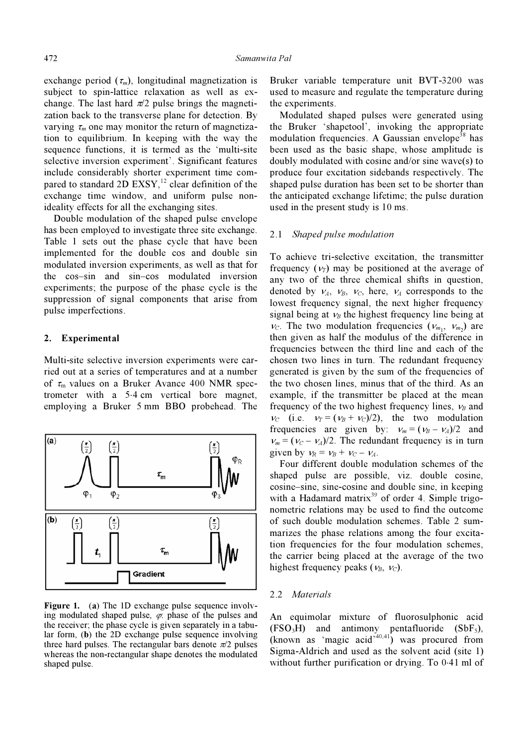exchange period ($\tau_m$), longitudinal magnetization is subject to spin-lattice relaxation as well as exchange. The last hard $\pi/2$ pulse brings the magnetization back to the transverse plane for detection. By varying $\tau_m$ one may monitor the return of magnetization to equilibrium. In keeping with the way the sequence functions, it is termed as the 'multi-site selective inversion experiment'. Significant features include considerably shorter experiment time compared to standard 2D EXSY,[12] clear definition of the exchange time window, and uniform pulse non-ideality effects for all the exchanging sites.

Double modulation of the shaped pulse envelope has been employed to investigate three site exchange. Table 1 sets out the phase cycle that have been implemented for the double cos and double sin modulated inversion experiments, as well as that for the cos–sin and sin–cos modulated inversion experiments; the purpose of the phase cycle is the suppression of signal components that arise from pulse imperfections.

## 2. Experimental

Multi-site selective inversion experiments were carried out at a series of temperatures and at a number of $\tau_m$ values on a Bruker Avance 400 NMR spectrometer with a 5·4 cm vertical bore magnet, employing a Bruker 5 mm BBO probehead. The Bruker variable temperature unit BVT-3200 was used to measure and regulate the temperature during the experiments.

**Figure 1.** (**a**) The 1D exchange pulse sequence involving modulated shaped pulse, $\varphi$: phase of the pulses and the receiver; the phase cycle is given separately in a tabular form, (**b**) the 2D exchange pulse sequence involving three hard pulses. The rectangular bars denote $\pi/2$ pulses whereas the non-rectangular shape denotes the modulated shaped pulse.

Modulated shaped pulses were generated using the Bruker 'shapetool', invoking the appropriate modulation frequencies. A Gaussian envelope[38] has been used as the basic shape, whose amplitude is doubly modulated with cosine and/or sine wave(s) to produce four excitation sidebands respectively. The shaped pulse duration has been set to be shorter than the anticipated exchange lifetime; the pulse duration used in the present study is 10 ms.

### 2.1 *Shaped pulse modulation*

To achieve tri-selective excitation, the transmitter frequency ($\nu_T$) may be positioned at the average of any two of the three chemical shifts in question, denoted by $\nu_A$, $\nu_B$, $\nu_C$, here, $\nu_A$ corresponds to the lowest frequency signal, the next higher frequency signal being at $\nu_B$ the highest frequency line being at $\nu_C$. The two modulation frequencies ($\nu_{m_1}$, $\nu_{m_2}$) are then given as half the modulus of the difference in frequencies between the third line and each of the chosen two lines in turn. The redundant frequency generated is given by the sum of the frequencies of the two chosen lines, minus that of the third. As an example, if the transmitter be placed at the mean frequency of the two highest frequency lines, $\nu_B$ and $\nu_C$ (i.e. $\nu_T = (\nu_B + \nu_C)/2$), the two modulation frequencies are given by: $\nu_m = (\nu_B - \nu_A)/2$ and $\nu_m = (\nu_C - \nu_A)/2$. The redundant frequency is in turn given by $\nu_R = \nu_B + \nu_C - \nu_A$.

Four different double modulation schemes of the shaped pulse are possible, viz. double cosine, cosine–sine, sine-cosine and double sine, in keeping with a Hadamard matrix[39] of order 4. Simple trigonometric relations may be used to find the outcome of such double modulation schemes. Table 2 summarizes the phase relations among the four excitation frequencies for the four modulation schemes, the carrier being placed at the average of the two highest frequency peaks ($\nu_B$, $\nu_C$).

### 2.2 *Materials*

An equimolar mixture of fluorosulphonic acid ($FSO_3H$) and antimony pentafluoride ($SbF_5$), (known as 'magic acid'[40,41]) was procured from Sigma-Aldrich and used as the solvent acid (site 1) without further purification or drying. To 0·41 ml of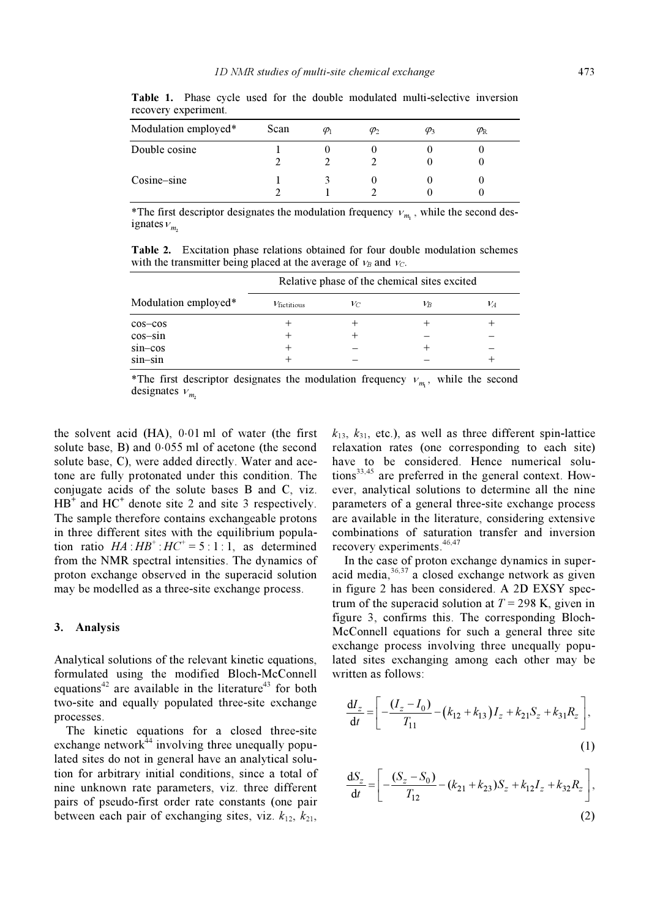**Table 1.** Phase cycle used for the double modulated multi-selective inversion recovery experiment.

| Modulation employed* | Scan | $\varphi_1$ | $\varphi_2$ | $\varphi_3$ | $\varphi_R$ |
|---|---|---|---|---|---|
| Double cosine | 1 | 0 | 0 | 0 | 0 |
| | 2 | 2 | 2 | 0 | 0 |
| Cosine–sine | 1 | 3 | 0 | 0 | 0 |
| | 2 | 1 | 2 | 0 | 0 |

*The first descriptor designates the modulation frequency $\nu_{m_1}$, while the second designates $\nu_{m_2}$

**Table 2.** Excitation phase relations obtained for four double modulation schemes with the transmitter being placed at the average of $\nu_B$ and $\nu_C$.

| | Relative phase of the chemical sites excited | | | |
|---|---|---|---|---|
| Modulation employed* | $\nu_{\text{fictitious}}$ | $\nu_C$ | $\nu_B$ | $\nu_A$ |
| cos–cos | + | + | + | + |
| cos–sin | + | + | – | – |
| sin–cos | + | – | + | – |
| sin–sin | + | – | – | + |

*The first descriptor designates the modulation frequency $\nu_{m_1}$, while the second designates $\nu_{m_2}$

the solvent acid (HA), 0·01 ml of water (the first solute base, B) and 0·055 ml of acetone (the second solute base, C), were added directly. Water and acetone are fully protonated under this condition. The conjugate acids of the solute bases B and C, viz. $HB^+$ and $HC^+$ denote site 2 and site 3 respectively. The sample therefore contains exchangeable protons in three different sites with the equilibrium population ratio $HA : HB^+ : HC^+ = 5 : 1 : 1$, as determined from the NMR spectral intensities. The dynamics of proton exchange observed in the superacid solution may be modelled as a three-site exchange process.

## 3. Analysis

Analytical solutions of the relevant kinetic equations, formulated using the modified Bloch-McConnell equations[42] are available in the literature[43] for both two-site and equally populated three-site exchange processes.

The kinetic equations for a closed three-site exchange network[44] involving three unequally populated sites do not in general have an analytical solution for arbitrary initial conditions, since a total of nine unknown rate parameters, viz. three different pairs of pseudo-first order rate constants (one pair between each pair of exchanging sites, viz. $k_{12}$, $k_{21}$, $k_{13}$, $k_{31}$, etc.), as well as three different spin-lattice relaxation rates (one corresponding to each site) have to be considered. Hence numerical solutions[33,45] are preferred in the general context. However, analytical solutions to determine all the nine parameters of a general three-site exchange process are available in the literature, considering extensive combinations of saturation transfer and inversion recovery experiments.[46,47]

In the case of proton exchange dynamics in superacid media,[36,37] a closed exchange network as given in figure 2 has been considered. A 2D EXSY spectrum of the superacid solution at $T = 298$ K, given in figure 3, confirms this. The corresponding Bloch-McConnell equations for such a general three site exchange process involving three unequally populated sites exchanging among each other may be written as follows:

$$\frac{dI_z}{dt} = \left[ -\frac{(I_z - I_0)}{T_{11}} - \left(k_{12} + k_{13}\right) I_z + k_{21} S_z + k_{31} R_z \right], \tag{1}$$

$$\frac{dS_z}{dt} = \left[ -\frac{(S_z - S_0)}{T_{12}} - (k_{21} + k_{23}) S_z + k_{12} I_z + k_{32} R_z \right], \tag{2}$$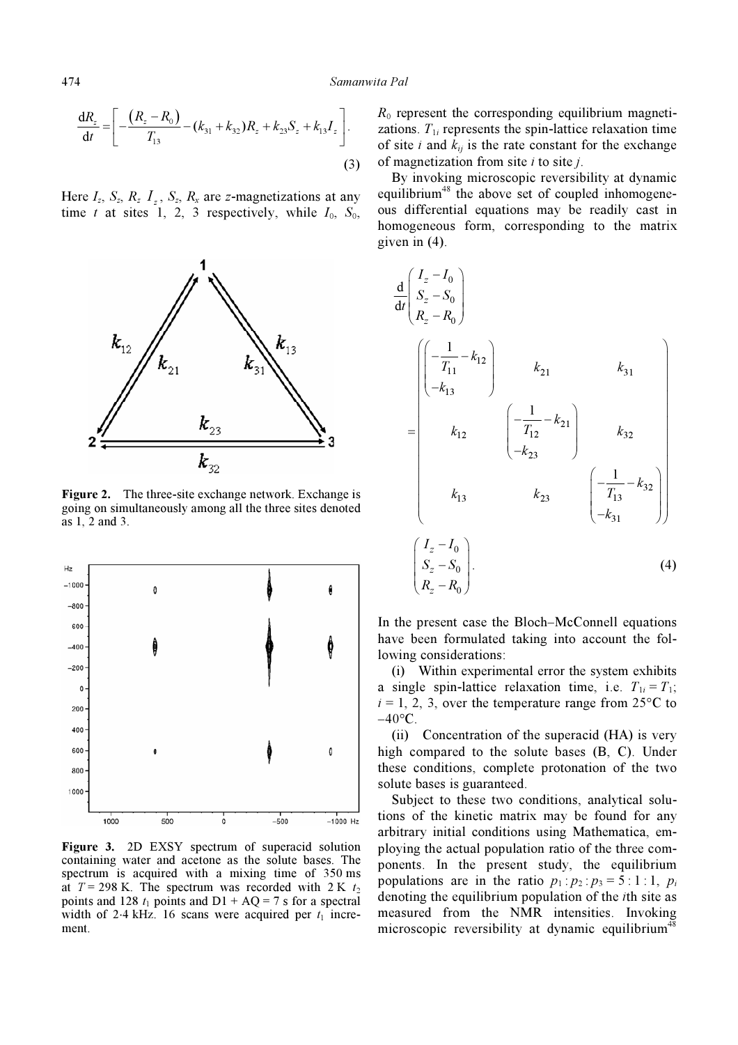$$\frac{\mathrm{d}R_z}{\mathrm{d}t} = \left[ -\frac{(R_z - R_0)}{T_{13}} - (k_{31} + k_{32})R_z + k_{23}S_z + k_{13}I_z \right]. \tag{3}$$

Here $I_z$, $S_z$, $R_z$ $I_z$, $S_z$, $R_x$ are $z$-magnetizations at any time $t$ at sites 1, 2, 3 respectively, while $I_0$, $S_0$, $R_0$ represent the corresponding equilibrium magnetizations. $T_{1i}$ represents the spin-lattice relaxation time of site $i$ and $k_{ij}$ is the rate constant for the exchange of magnetization from site $i$ to site $j$.

**Figure 2.** The three-site exchange network. Exchange is going on simultaneously among all the three sites denoted as 1, 2 and 3.

**Figure 3.** 2D EXSY spectrum of superacid solution containing water and acetone as the solute bases. The spectrum is acquired with a mixing time of 350 ms at $T = 298$ K. The spectrum was recorded with 2 K $t_2$ points and 128 $t_1$ points and D1 + AQ = 7 s for a spectral width of 2·4 kHz. 16 scans were acquired per $t_1$ increment.

By invoking microscopic reversibility at dynamic equilibrium[48] the above set of coupled inhomogeneous differential equations may be readily cast in homogeneous form, corresponding to the matrix given in (4).

$$\frac{\mathrm{d}}{\mathrm{d}t}\begin{pmatrix} I_z - I_0 \\ S_z - S_0 \\ R_z - R_0 \end{pmatrix} = \begin{pmatrix} \begin{pmatrix} -\frac{1}{T_{11}} - k_{12} \\ -k_{13} \end{pmatrix} & k_{21} & k_{31} \\ k_{12} & \begin{pmatrix} -\frac{1}{T_{12}} - k_{21} \\ -k_{23} \end{pmatrix} & k_{32} \\ k_{13} & k_{23} & \begin{pmatrix} -\frac{1}{T_{13}} - k_{32} \\ -k_{31} \end{pmatrix} \end{pmatrix} \begin{pmatrix} I_z - I_0 \\ S_z - S_0 \\ R_z - R_0 \end{pmatrix}. \tag{4}$$

In the present case the Bloch–McConnell equations have been formulated taking into account the following considerations:

(i) Within experimental error the system exhibits a single spin-lattice relaxation time, i.e. $T_{1i} = T_1$; $i = 1, 2, 3$, over the temperature range from 25°C to −40°C.

(ii) Concentration of the superacid (HA) is very high compared to the solute bases (B, C). Under these conditions, complete protonation of the two solute bases is guaranteed.

Subject to these two conditions, analytical solutions of the kinetic matrix may be found for any arbitrary initial conditions using Mathematica, employing the actual population ratio of the three components. In the present study, the equilibrium populations are in the ratio $p_1 : p_2 : p_3 = 5 : 1 : 1$, $p_i$ denoting the equilibrium population of the $i$th site as measured from the NMR intensities. Invoking microscopic reversibility at dynamic equilibrium[48]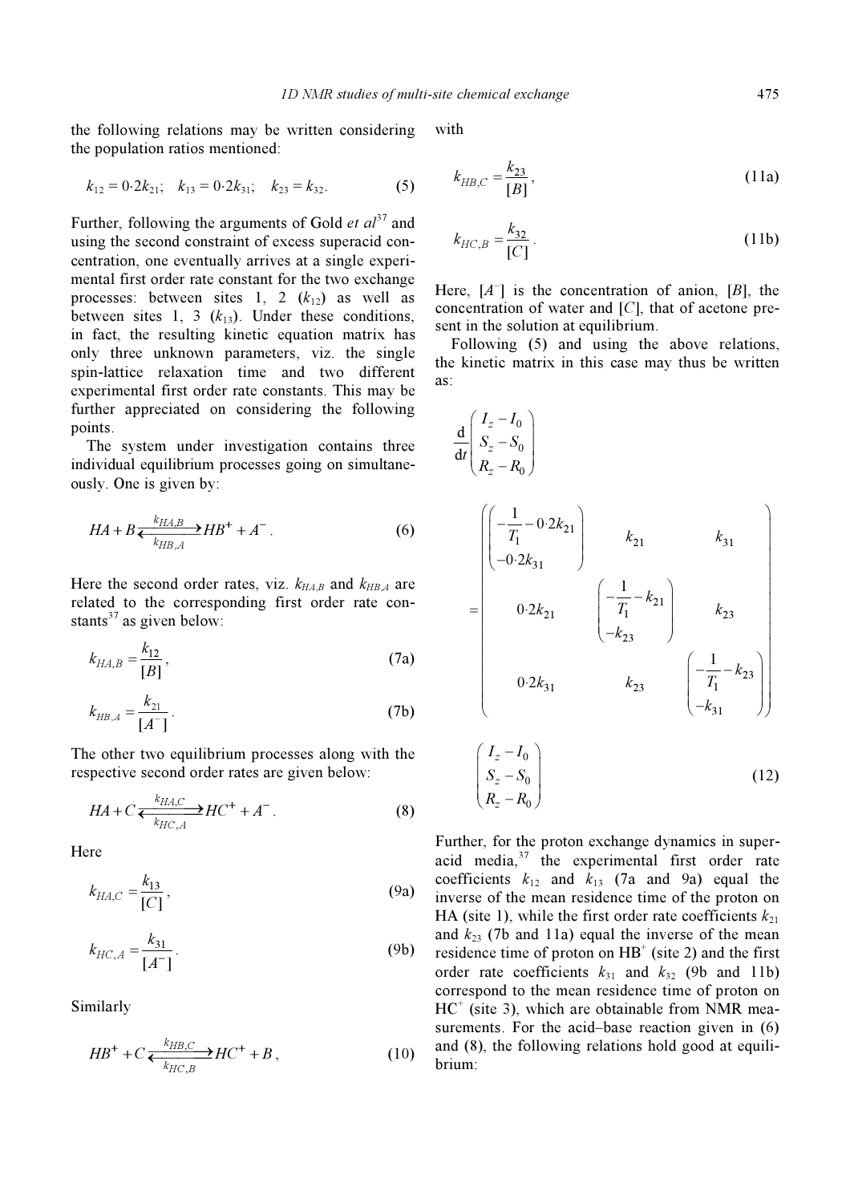the following relations may be written considering the population ratios mentioned:

$$k_{12} = 0{\cdot}2k_{21}; \quad k_{13} = 0{\cdot}2k_{31}; \quad k_{23} = k_{32}. \tag{5}$$

Further, following the arguments of Gold *et al*[37] and using the second constraint of excess superacid concentration, one eventually arrives at a single experimental first order rate constant for the two exchange processes: between sites 1, 2 ($k_{12}$) as well as between sites 1, 3 ($k_{13}$). Under these conditions, in fact, the resulting kinetic equation matrix has only three unknown parameters, viz. the single spin-lattice relaxation time and two different experimental first order rate constants. This may be further appreciated on considering the following points.

The system under investigation contains three individual equilibrium processes going on simultaneously. One is given by:

$$HA + B \underset{k_{HB,A}}{\overset{k_{HA,B}}{\rightleftarrows}} HB^{+} + A^{-}. \tag{6}$$

Here the second order rates, viz. $k_{HA,B}$ and $k_{HB,A}$ are related to the corresponding first order rate constants[37] as given below:

$$k_{HA,B} = \frac{k_{12}}{[B]}, \tag{7a}$$

$$k_{HB,A} = \frac{k_{21}}{[A^{-}]}. \tag{7b}$$

The other two equilibrium processes along with the respective second order rates are given below:

$$HA + C \underset{k_{HC,A}}{\overset{k_{HA,C}}{\rightleftarrows}} HC^{+} + A^{-}. \tag{8}$$

Here

$$k_{HA,C} = \frac{k_{13}}{[C]}, \tag{9a}$$

$$k_{HC,A} = \frac{k_{31}}{[A^{-}]}. \tag{9b}$$

Similarly

$$HB^{+} + C \underset{k_{HC,B}}{\overset{k_{HB,C}}{\rightleftarrows}} HC^{+} + B, \tag{10}$$

with

$$k_{HB,C} = \frac{k_{23}}{[B]}, \tag{11a}$$

$$k_{HC,B} = \frac{k_{32}}{[C]}. \tag{11b}$$

Here, $[A^{-}]$ is the concentration of anion, $[B]$, the concentration of water and $[C]$, that of acetone present in the solution at equilibrium.

Following (5) and using the above relations, the kinetic matrix in this case may thus be written as:

$$\frac{\mathrm{d}}{\mathrm{d}t}\begin{pmatrix} I_z - I_0 \\ S_z - S_0 \\ R_z - R_0 \end{pmatrix} = \begin{pmatrix} \left(-\dfrac{1}{T_1} - 0{\cdot}2k_{21} - 0{\cdot}2k_{31}\right) & k_{21} & k_{31} \\ 0{\cdot}2k_{21} & \left(-\dfrac{1}{T_1} - k_{21} - k_{23}\right) & k_{23} \\ 0{\cdot}2k_{31} & k_{23} & \left(-\dfrac{1}{T_1} - k_{23} - k_{31}\right) \end{pmatrix} \begin{pmatrix} I_z - I_0 \\ S_z - S_0 \\ R_z - R_0 \end{pmatrix} \tag{12}$$

Further, for the proton exchange dynamics in superacid media,[37] the experimental first order rate coefficients $k_{12}$ and $k_{13}$ (7a and 9a) equal the inverse of the mean residence time of the proton on HA (site 1), while the first order rate coefficients $k_{21}$ and $k_{23}$ (7b and 11a) equal the inverse of the mean residence time of proton on $HB^{+}$ (site 2) and the first order rate coefficients $k_{31}$ and $k_{32}$ (9b and 11b) correspond to the mean residence time of proton on $HC^{+}$ (site 3), which are obtainable from NMR measurements. For the acid–base reaction given in (6) and (8), the following relations hold good at equilibrium: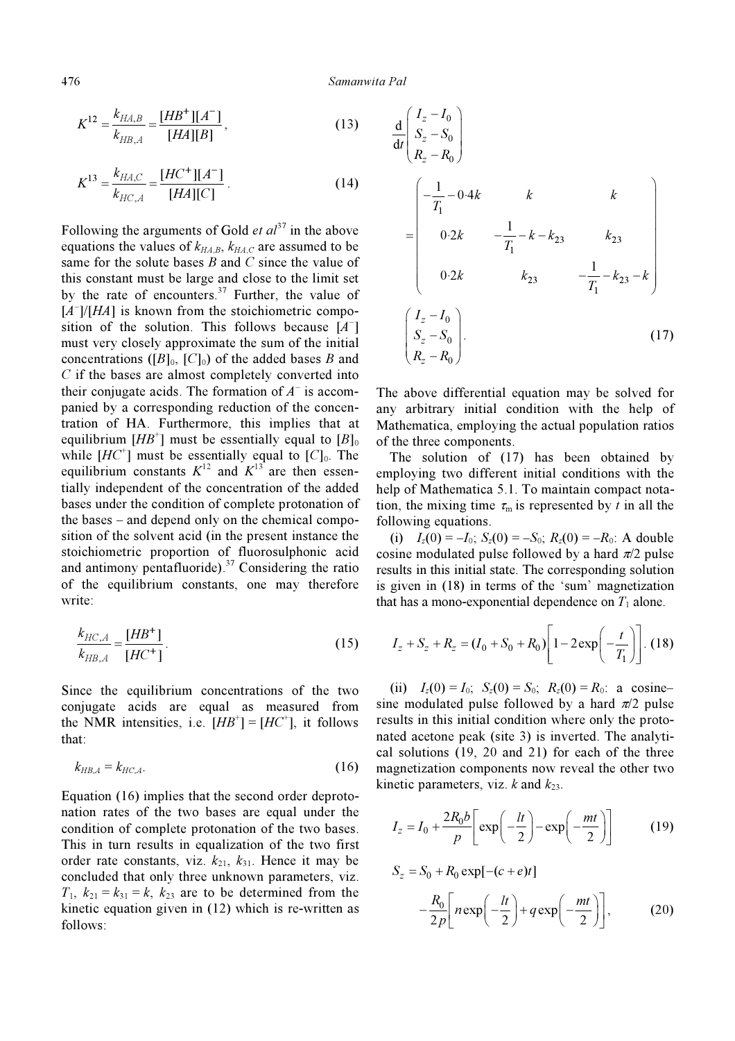$$K^{12} = \frac{k_{HA,B}}{k_{HB,A}} = \frac{[HB^+][A^-]}{[HA][B]}, \tag{13}$$

$$K^{13} = \frac{k_{HA,C}}{k_{HC,A}} = \frac{[HC^+][A^-]}{[HA][C]}. \tag{14}$$

Following the arguments of Gold *et al*[37] in the above equations the values of $k_{HA,B}$, $k_{HA,C}$ are assumed to be same for the solute bases $B$ and $C$ since the value of this constant must be large and close to the limit set by the rate of encounters.[37] Further, the value of $[A^-]/[HA]$ is known from the stoichiometric composition of the solution. This follows because $[A^-]$ must very closely approximate the sum of the initial concentrations ($[B]_0$, $[C]_0$) of the added bases $B$ and $C$ if the bases are almost completely converted into their conjugate acids. The formation of $A^-$ is accompanied by a corresponding reduction of the concentration of HA. Furthermore, this implies that at equilibrium $[HB^+]$ must be essentially equal to $[B]_0$ while $[HC^+]$ must be essentially equal to $[C]_0$. The equilibrium constants $K^{12}$ and $K^{13}$ are then essentially independent of the concentration of the added bases under the condition of complete protonation of the bases – and depend only on the chemical composition of the solvent acid (in the present instance the stoichiometric proportion of fluorosulphonic acid and antimony pentafluoride).[37] Considering the ratio of the equilibrium constants, one may therefore write:

$$\frac{k_{HC,A}}{k_{HB,A}} = \frac{[HB^+]}{[HC^+]}. \tag{15}$$

Since the equilibrium concentrations of the two conjugate acids are equal as measured from the NMR intensities, i.e. $[HB^+] = [HC^+]$, it follows that:

$$k_{HB,A} = k_{HC,A}. \tag{16}$$

Equation (16) implies that the second order deprotonation rates of the two bases are equal under the condition of complete protonation of the two bases. This in turn results in equalization of the two first order rate constants, viz. $k_{21}$, $k_{31}$. Hence it may be concluded that only three unknown parameters, viz. $T_1$, $k_{21} = k_{31} = k$, $k_{23}$ are to be determined from the kinetic equation given in (12) which is re-written as follows:

$$\frac{\mathrm{d}}{\mathrm{d}t}\begin{pmatrix} I_z - I_0 \\ S_z - S_0 \\ R_z - R_0 \end{pmatrix} = \begin{pmatrix} -\frac{1}{T_1} - 0{\cdot}4k & k & k \\ 0{\cdot}2k & -\frac{1}{T_1} - k - k_{23} & k_{23} \\ 0{\cdot}2k & k_{23} & -\frac{1}{T_1} - k_{23} - k \end{pmatrix} \begin{pmatrix} I_z - I_0 \\ S_z - S_0 \\ R_z - R_0 \end{pmatrix}. \tag{17}$$

The above differential equation may be solved for any arbitrary initial condition with the help of Mathematica, employing the actual population ratios of the three components.

The solution of (17) has been obtained by employing two different initial conditions with the help of Mathematica 5.1. To maintain compact notation, the mixing time $\tau_m$ is represented by $t$ in all the following equations.

(i) $I_z(0) = -I_0$; $S_z(0) = -S_0$; $R_z(0) = -R_0$: A double cosine modulated pulse followed by a hard $\pi/2$ pulse results in this initial state. The corresponding solution is given in (18) in terms of the 'sum' magnetization that has a mono-exponential dependence on $T_1$ alone.

$$I_z + S_z + R_z = (I_0 + S_0 + R_0)\left[1 - 2\exp\left(-\frac{t}{T_1}\right)\right]. \tag{18}$$

(ii) $I_z(0) = I_0$; $S_z(0) = S_0$; $R_z(0) = R_0$: a cosine–sine modulated pulse followed by a hard $\pi/2$ pulse results in this initial condition where only the protonated acetone peak (site 3) is inverted. The analytical solutions (19, 20 and 21) for each of the three magnetization components now reveal the other two kinetic parameters, viz. $k$ and $k_{23}$.

$$I_z = I_0 + \frac{2R_0 b}{p}\left[\exp\left(-\frac{lt}{2}\right) - \exp\left(-\frac{mt}{2}\right)\right] \tag{19}$$

$$S_z = S_0 + R_0 \exp[-(c+e)t] - \frac{R_0}{2p}\left[n\exp\left(-\frac{lt}{2}\right) + q\exp\left(-\frac{mt}{2}\right)\right], \tag{20}$$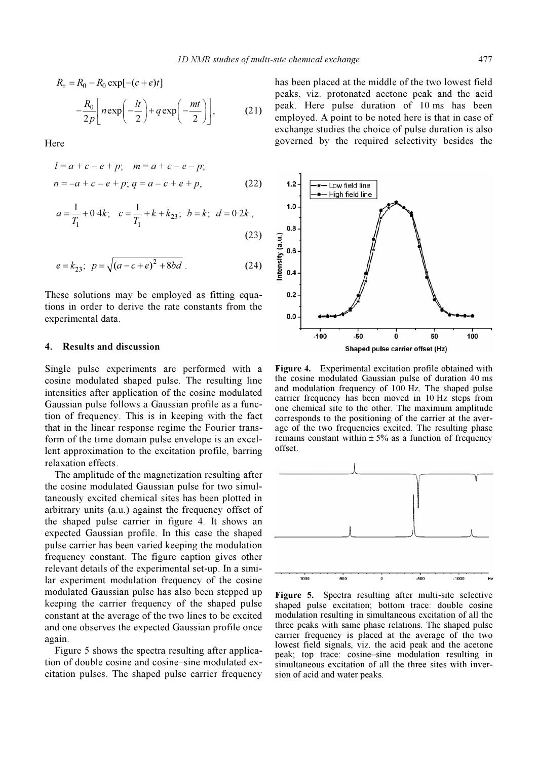$$R_z = R_0 - R_0 \exp[-(c+e)t] - \frac{R_0}{2p}\left[n \exp\left(-\frac{lt}{2}\right) + q \exp\left(-\frac{mt}{2}\right)\right], \tag{21}$$

Here

$$l = a + c - e + p; \quad m = a + c - e - p;$$
$$n = -a + c - e + p; \; q = a - c + e + p, \tag{22}$$

$$a = \frac{1}{T_1} + 0{\cdot}4k; \quad c = \frac{1}{T_1} + k + k_{23}; \; b = k; \; d = 0{\cdot}2k, \tag{23}$$

$$e = k_{23}; \; p = \sqrt{(a - c + e)^2 + 8bd}. \tag{24}$$

These solutions may be employed as fitting equations in order to derive the rate constants from the experimental data.

## 4. Results and discussion

Single pulse experiments are performed with a cosine modulated shaped pulse. The resulting line intensities after application of the cosine modulated Gaussian pulse follows a Gaussian profile as a function of frequency. This is in keeping with the fact that in the linear response regime the Fourier transform of the time domain pulse envelope is an excellent approximation to the excitation profile, barring relaxation effects.

The amplitude of the magnetization resulting after the cosine modulated Gaussian pulse for two simultaneously excited chemical sites has been plotted in arbitrary units (a.u.) against the frequency offset of the shaped pulse carrier in figure 4. It shows an expected Gaussian profile. In this case the shaped pulse carrier has been varied keeping the modulation frequency constant. The figure caption gives other relevant details of the experimental set-up. In a similar experiment modulation frequency of the cosine modulated Gaussian pulse has also been stepped up keeping the carrier frequency of the shaped pulse constant at the average of the two lines to be excited and one observes the expected Gaussian profile once again.

Figure 5 shows the spectra resulting after application of double cosine and cosine–sine modulated excitation pulses. The shaped pulse carrier frequency has been placed at the middle of the two lowest field peaks, viz. protonated acetone peak and the acid peak. Here pulse duration of 10 ms has been employed. A point to be noted here is that in case of exchange studies the choice of pulse duration is also governed by the required selectivity besides the

**Figure 4.** Experimental excitation profile obtained with the cosine modulated Gaussian pulse of duration 40 ms and modulation frequency of 100 Hz. The shaped pulse carrier frequency has been moved in 10 Hz steps from one chemical site to the other. The maximum amplitude corresponds to the positioning of the carrier at the average of the two frequencies excited. The resulting phase remains constant within ± 5% as a function of frequency offset.

**Figure 5.** Spectra resulting after multi-site selective shaped pulse excitation; bottom trace: double cosine modulation resulting in simultaneous excitation of all the three peaks with same phase relations. The shaped pulse carrier frequency is placed at the average of the two lowest field signals, viz. the acid peak and the acetone peak; top trace: cosine–sine modulation resulting in simultaneous excitation of all the three sites with inversion of acid and water peaks.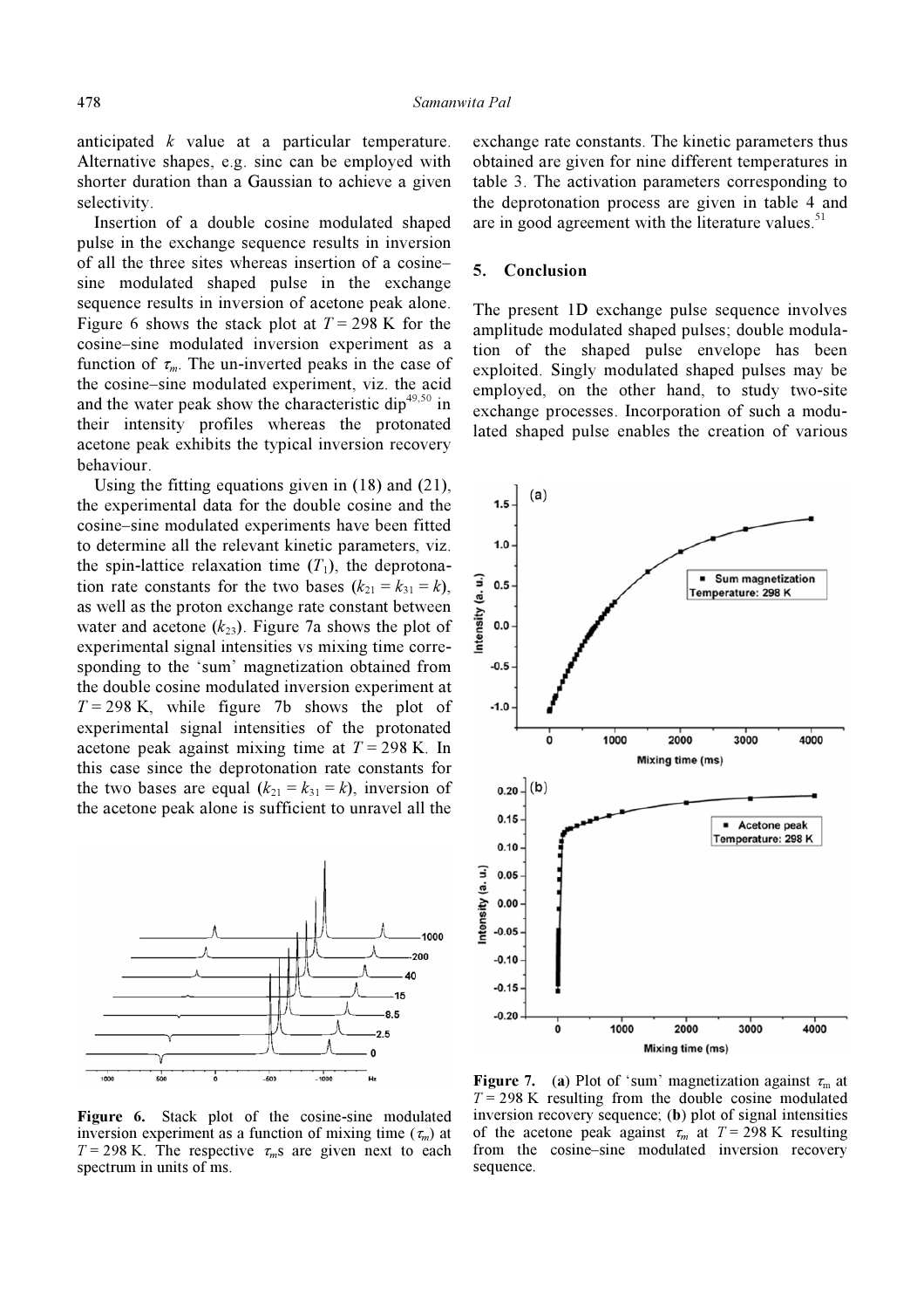anticipated $k$ value at a particular temperature. Alternative shapes, e.g. sinc can be employed with shorter duration than a Gaussian to achieve a given selectivity.

Insertion of a double cosine modulated shaped pulse in the exchange sequence results in inversion of all the three sites whereas insertion of a cosine–sine modulated shaped pulse in the exchange sequence results in inversion of acetone peak alone. Figure 6 shows the stack plot at $T = 298$ K for the cosine–sine modulated inversion experiment as a function of $\tau_m$. The un-inverted peaks in the case of the cosine–sine modulated experiment, viz. the acid and the water peak show the characteristic dip[49,50] in their intensity profiles whereas the protonated acetone peak exhibits the typical inversion recovery behaviour.

Using the fitting equations given in (18) and (21), the experimental data for the double cosine and the cosine–sine modulated experiments have been fitted to determine all the relevant kinetic parameters, viz. the spin-lattice relaxation time ($T_1$), the deprotonation rate constants for the two bases ($k_{21} = k_{31} = k$), as well as the proton exchange rate constant between water and acetone ($k_{23}$). Figure 7a shows the plot of experimental signal intensities vs mixing time corresponding to the 'sum' magnetization obtained from the double cosine modulated inversion experiment at $T = 298$ K, while figure 7b shows the plot of experimental signal intensities of the protonated acetone peak against mixing time at $T = 298$ K. In this case since the deprotonation rate constants for the two bases are equal ($k_{21} = k_{31} = k$), inversion of the acetone peak alone is sufficient to unravel all the exchange rate constants. The kinetic parameters thus obtained are given for nine different temperatures in table 3. The activation parameters corresponding to the deprotonation process are given in table 4 and are in good agreement with the literature values.[51]

**Figure 6.** Stack plot of the cosine-sine modulated inversion experiment as a function of mixing time ($\tau_m$) at $T = 298$ K. The respective $\tau_m$s are given next to each spectrum in units of ms.

## 5. Conclusion

The present 1D exchange pulse sequence involves amplitude modulated shaped pulses; double modulation of the shaped pulse envelope has been exploited. Singly modulated shaped pulses may be employed, on the other hand, to study two-site exchange processes. Incorporation of such a modulated shaped pulse enables the creation of various

**Figure 7.** (**a**) Plot of 'sum' magnetization against $\tau_m$ at $T = 298$ K resulting from the double cosine modulated inversion recovery sequence; (**b**) plot of signal intensities of the acetone peak against $\tau_m$ at $T = 298$ K resulting from the cosine–sine modulated inversion recovery sequence.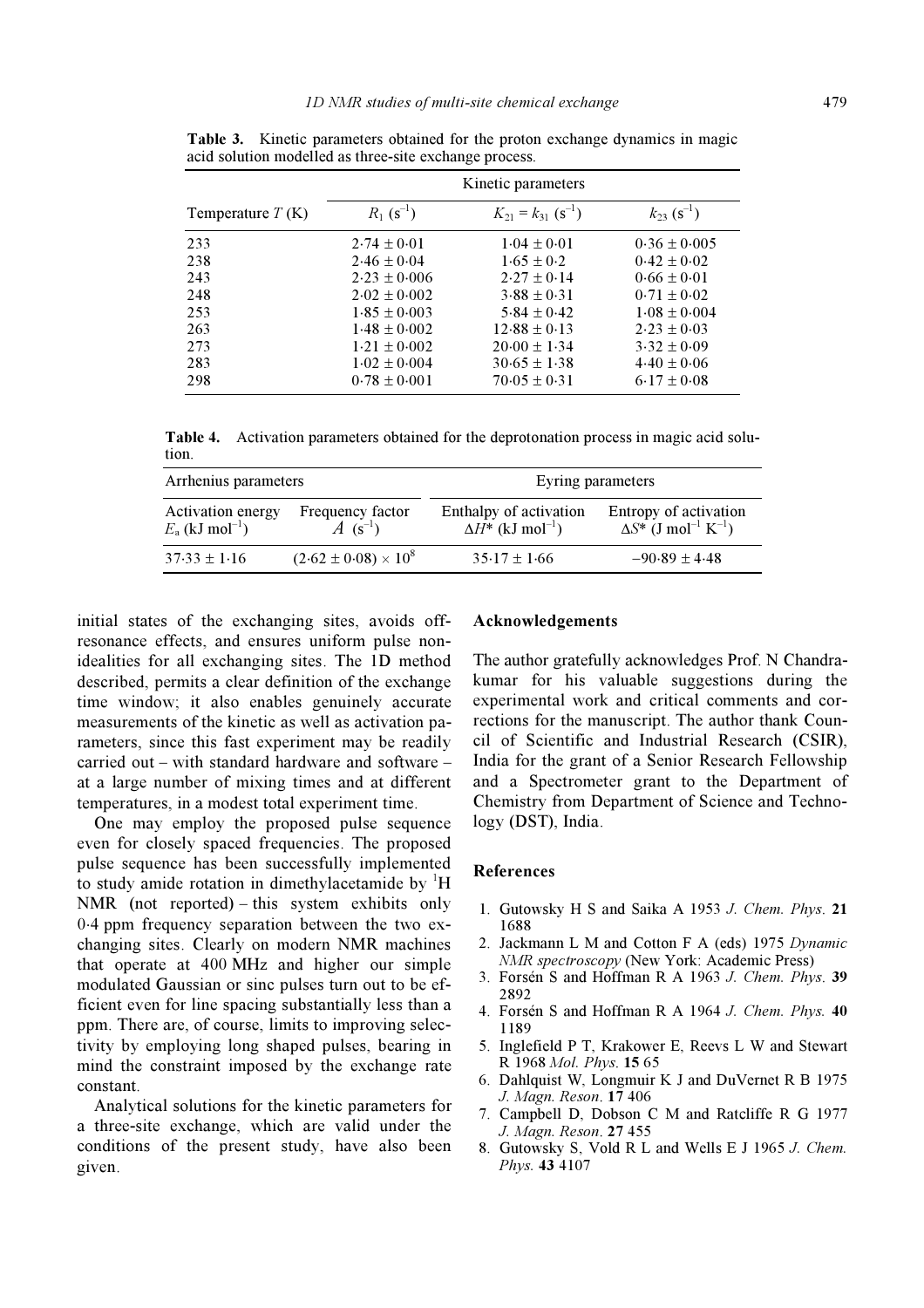**Table 3.** Kinetic parameters obtained for the proton exchange dynamics in magic acid solution modelled as three-site exchange process.

| Temperature $T$ (K) | Kinetic parameters | | |
|---|---|---|---|
| | $R_1$ ($s^{-1}$) | $K_{21} = k_{31}$ ($s^{-1}$) | $k_{23}$ ($s^{-1}$) |
| 233 | 2·74 ± 0·01 | 1·04 ± 0·01 | 0·36 ± 0·005 |
| 238 | 2·46 ± 0·04 | 1·65 ± 0·2 | 0·42 ± 0·02 |
| 243 | 2·23 ± 0·006 | 2·27 ± 0·14 | 0·66 ± 0·01 |
| 248 | 2·02 ± 0·002 | 3·88 ± 0·31 | 0·71 ± 0·02 |
| 253 | 1·85 ± 0·003 | 5·84 ± 0·42 | 1·08 ± 0·004 |
| 263 | 1·48 ± 0·002 | 12·88 ± 0·13 | 2·23 ± 0·03 |
| 273 | 1·21 ± 0·002 | 20·00 ± 1·34 | 3·32 ± 0·09 |
| 283 | 1·02 ± 0·004 | 30·65 ± 1·38 | 4·40 ± 0·06 |
| 298 | 0·78 ± 0·001 | 70·05 ± 0·31 | 6·17 ± 0·08 |

**Table 4.** Activation parameters obtained for the deprotonation process in magic acid solution.

| Arrhenius parameters | | Eyring parameters | |
|---|---|---|---|
| Activation energy $E_a$ (kJ $mol^{-1}$) | Frequency factor $A$ ($s^{-1}$) | Enthalpy of activation $\Delta H^*$ (kJ $mol^{-1}$) | Entropy of activation $\Delta S^*$ (J $mol^{-1}$ $K^{-1}$) |
| 37·33 ± 1·16 | $(2{\cdot}62 \pm 0{\cdot}08) \times 10^8$ | 35·17 ± 1·66 | −90·89 ± 4·48 |

initial states of the exchanging sites, avoids off-resonance effects, and ensures uniform pulse non-idealities for all exchanging sites. The 1D method described, permits a clear definition of the exchange time window; it also enables genuinely accurate measurements of the kinetic as well as activation parameters, since this fast experiment may be readily carried out – with standard hardware and software – at a large number of mixing times and at different temperatures, in a modest total experiment time.

One may employ the proposed pulse sequence even for closely spaced frequencies. The proposed pulse sequence has been successfully implemented to study amide rotation in dimethylacetamide by $^1H$ NMR (not reported) – this system exhibits only 0·4 ppm frequency separation between the two exchanging sites. Clearly on modern NMR machines that operate at 400 MHz and higher our simple modulated Gaussian or sinc pulses turn out to be efficient even for line spacing substantially less than a ppm. There are, of course, limits to improving selectivity by employing long shaped pulses, bearing in mind the constraint imposed by the exchange rate constant.

Analytical solutions for the kinetic parameters for a three-site exchange, which are valid under the conditions of the present study, have also been given.

## Acknowledgements

The author gratefully acknowledges Prof. N Chandrakumar for his valuable suggestions during the experimental work and critical comments and corrections for the manuscript. The author thank Council of Scientific and Industrial Research (CSIR), India for the grant of a Senior Research Fellowship and a Spectrometer grant to the Department of Chemistry from Department of Science and Technology (DST), India.

## References

1. Gutowsky H S and Saika A 1953 *J. Chem. Phys.* **21** 1688
2. Jackmann L M and Cotton F A (eds) 1975 *Dynamic NMR spectroscopy* (New York: Academic Press)
3. Forsén S and Hoffman R A 1963 *J. Chem. Phys.* **39** 2892
4. Forsén S and Hoffman R A 1964 *J. Chem. Phys.* **40** 1189
5. Inglefield P T, Krakower E, Reevs L W and Stewart R 1968 *Mol. Phys.* **15** 65
6. Dahlquist W, Longmuir K J and DuVernet R B 1975 *J. Magn. Reson.* **17** 406
7. Campbell D, Dobson C M and Ratcliffe R G 1977 *J. Magn. Reson.* **27** 455
8. Gutowsky S, Vold R L and Wells E J 1965 *J. Chem. Phys.* **43** 4107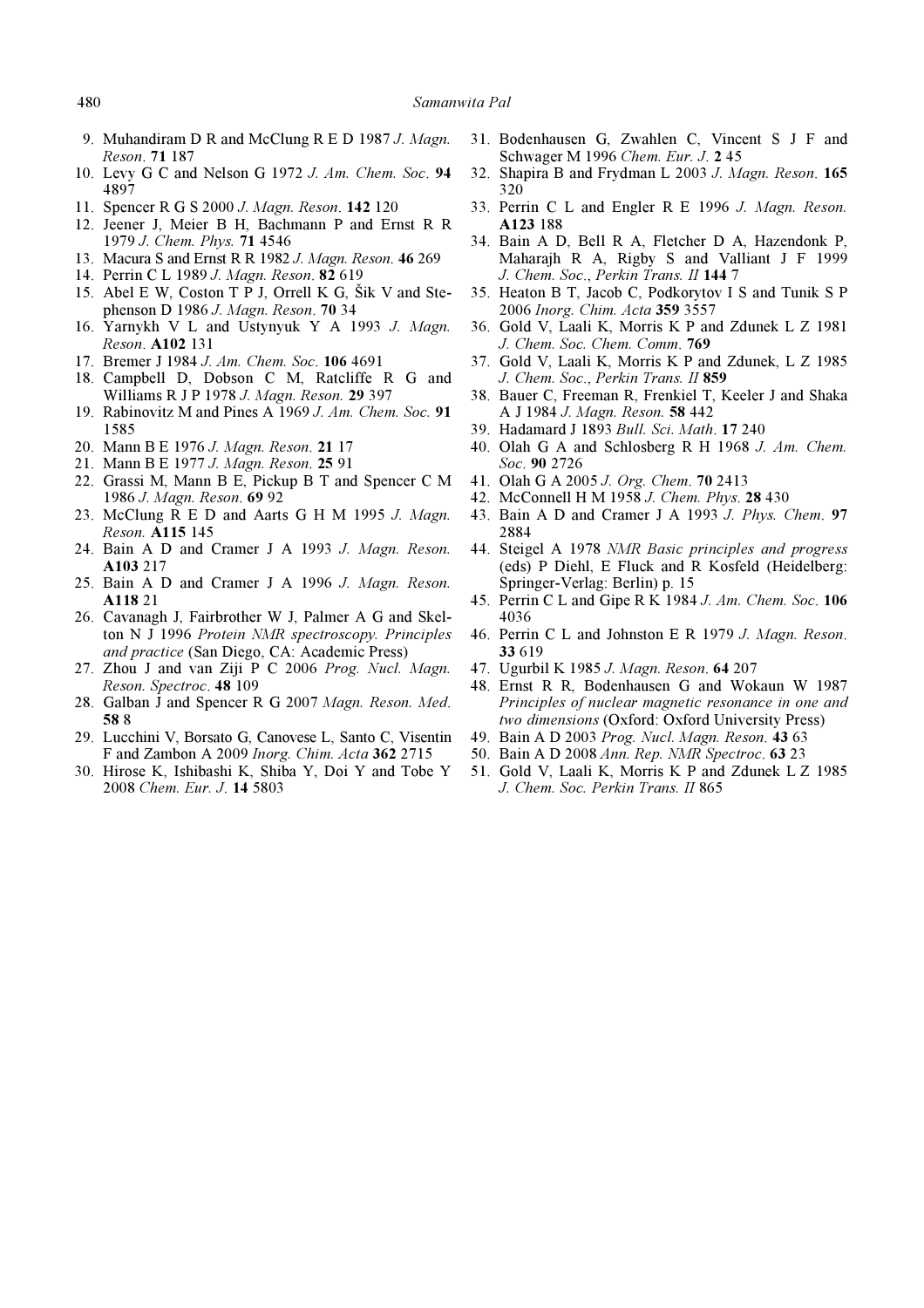9. Muhandiram D R and McClung R E D 1987 *J. Magn. Reson*. **71** 187
10. Levy G C and Nelson G 1972 *J. Am. Chem. Soc*. **94** 4897
11. Spencer R G S 2000 *J. Magn. Reson*. **142** 120
12. Jeener J, Meier B H, Bachmann P and Ernst R R 1979 *J. Chem. Phys.* **71** 4546
13. Macura S and Ernst R R 1982 *J. Magn. Reson.* **46** 269
14. Perrin C L 1989 *J. Magn. Reson*. **82** 619
15. Abel E W, Coston T P J, Orrell K G, Šik V and Stephenson D 1986 *J. Magn. Reson*. **70** 34
16. Yarnykh V L and Ustynyuk Y A 1993 *J. Magn. Reson*. **A102** 131
17. Bremer J 1984 *J. Am. Chem. Soc*. **106** 4691
18. Campbell D, Dobson C M, Ratcliffe R G and Williams R J P 1978 *J. Magn. Reson.* **29** 397
19. Rabinovitz M and Pines A 1969 *J. Am. Chem. Soc.* **91** 1585
20. Mann B E 1976 *J. Magn. Reson.* **21** 17
21. Mann B E 1977 *J. Magn. Reson.* **25** 91
22. Grassi M, Mann B E, Pickup B T and Spencer C M 1986 *J. Magn. Reson.* **69** 92
23. McClung R E D and Aarts G H M 1995 *J. Magn. Reson.* **A115** 145
24. Bain A D and Cramer J A 1993 *J. Magn. Reson.* **A103** 217
25. Bain A D and Cramer J A 1996 *J. Magn. Reson.* **A118** 21
26. Cavanagh J, Fairbrother W J, Palmer A G and Skelton N J 1996 *Protein NMR spectroscopy. Principles and practice* (San Diego, CA: Academic Press)
27. Zhou J and van Ziji P C 2006 *Prog. Nucl. Magn. Reson. Spectroc*. **48** 109
28. Galban J and Spencer R G 2007 *Magn. Reson. Med.* **58** 8
29. Lucchini V, Borsato G, Canovese L, Santo C, Visentin F and Zambon A 2009 *Inorg. Chim. Acta* **362** 2715
30. Hirose K, Ishibashi K, Shiba Y, Doi Y and Tobe Y 2008 *Chem. Eur. J*. **14** 5803
31. Bodenhausen G, Zwahlen C, Vincent S J F and Schwager M 1996 *Chem. Eur. J*. **2** 45
32. Shapira B and Frydman L 2003 *J. Magn. Reson*. **165** 320
33. Perrin C L and Engler R E 1996 *J. Magn. Reson.* **A123** 188
34. Bain A D, Bell R A, Fletcher D A, Hazendonk P, Maharajh R A, Rigby S and Valliant J F 1999 *J. Chem. Soc*., *Perkin Trans. II* **144** 7
35. Heaton B T, Jacob C, Podkorytov I S and Tunik S P 2006 *Inorg. Chim. Acta* **359** 3557
36. Gold V, Laali K, Morris K P and Zdunek L Z 1981 *J. Chem. Soc. Chem. Comm*. **769**
37. Gold V, Laali K, Morris K P and Zdunek, L Z 1985 *J. Chem. Soc*., *Perkin Trans. II* **859**
38. Bauer C, Freeman R, Frenkiel T, Keeler J and Shaka A J 1984 *J. Magn. Reson.* **58** 442
39. Hadamard J 1893 *Bull. Sci. Math*. **17** 240
40. Olah G A and Schlosberg R H 1968 *J. Am. Chem. Soc*. **90** 2726
41. Olah G A 2005 *J. Org. Chem*. **70** 2413
42. McConnell H M 1958 *J. Chem. Phys.* **28** 430
43. Bain A D and Cramer J A 1993 *J. Phys. Chem*. **97** 2884
44. Steigel A 1978 *NMR Basic principles and progress* (eds) P Diehl, E Fluck and R Kosfeld (Heidelberg: Springer-Verlag: Berlin) p. 15
45. Perrin C L and Gipe R K 1984 *J. Am. Chem. Soc*. **106** 4036
46. Perrin C L and Johnston E R 1979 *J. Magn. Reson*. **33** 619
47. Ugurbil K 1985 *J. Magn. Reson*. **64** 207
48. Ernst R R, Bodenhausen G and Wokaun W 1987 *Principles of nuclear magnetic resonance in one and two dimensions* (Oxford: Oxford University Press)
49. Bain A D 2003 *Prog. Nucl. Magn. Reson.* **43** 63
50. Bain A D 2008 *Ann. Rep. NMR Spectroc*. **63** 23
51. Gold V, Laali K, Morris K P and Zdunek L Z 1985 *J. Chem. Soc. Perkin Trans. II* 865